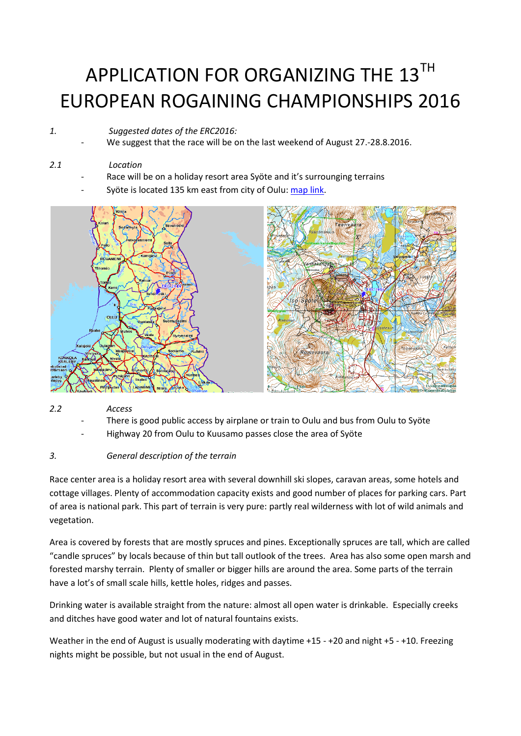# APPLICATION FOR ORGANIZING THE 13TH EUROPEAN ROGAINING CHAMPIONSHIPS 2016

1. *Suggested dates of the ERC2016:*
   - We suggest that the race will be on the last weekend of August 27.-28.8.2016.

2.1 *Location*
   - Race will be on a holiday resort area Syöte and it's surrounging terrains
   - Syöte is located 135 km east from city of Oulu: [map link](#).

2.2 *Access*
   - There is good public access by airplane or train to Oulu and bus from Oulu to Syöte
   - Highway 20 from Oulu to Kuusamo passes close the area of Syöte

3. *General description of the terrain*

Race center area is a holiday resort area with several downhill ski slopes, caravan areas, some hotels and cottage villages. Plenty of accommodation capacity exists and good number of places for parking cars. Part of area is national park. This part of terrain is very pure: partly real wilderness with lot of wild animals and vegetation.

Area is covered by forests that are mostly spruces and pines. Exceptionally spruces are tall, which are called "candle spruces" by locals because of thin but tall outlook of the trees. Area has also some open marsh and forested marshy terrain. Plenty of smaller or bigger hills are around the area. Some parts of the terrain have a lot's of small scale hills, kettle holes, ridges and passes.

Drinking water is available straight from the nature: almost all open water is drinkable. Especially creeks and ditches have good water and lot of natural fountains exists.

Weather in the end of August is usually moderating with daytime +15 - +20 and night +5 - +10. Freezing nights might be possible, but not usual in the end of August.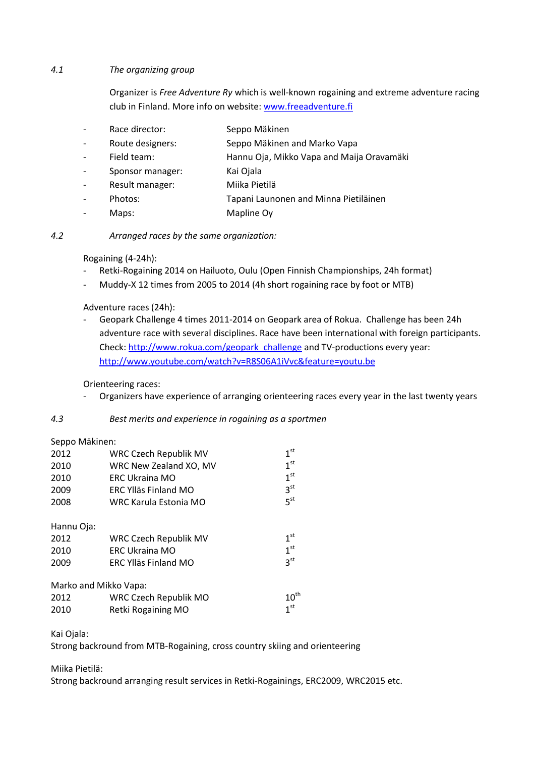### 4.1 *The organizing group*

Organizer is *Free Adventure Ry* which is well-known rogaining and extreme adventure racing club in Finland. More info on website: [www.freeadventure.fi](http://www.freeadventure.fi)

- Race director: Seppo Mäkinen
- Route designers: Seppo Mäkinen and Marko Vapa
- Field team: Hannu Oja, Mikko Vapa and Maija Oravamäki
- Sponsor manager: Kai Ojala
- Result manager: Miika Pietilä
- Photos: Tapani Launonen and Minna Pietiläinen
- Maps: Mapline Oy

### 4.2 *Arranged races by the same organization:*

Rogaining (4-24h):

- Retki-Rogaining 2014 on Hailuoto, Oulu (Open Finnish Championships, 24h format)
- Muddy-X 12 times from 2005 to 2014 (4h short rogaining race by foot or MTB)

Adventure races (24h):

- Geopark Challenge 4 times 2011-2014 on Geopark area of Rokua. Challenge has been 24h adventure race with several disciplines. Race have been international with foreign participants. Check: [http://www.rokua.com/geopark_challenge](http://www.rokua.com/geopark_challenge) and TV-productions every year: [http://www.youtube.com/watch?v=R8S06A1iVvc&feature=youtu.be](http://www.youtube.com/watch?v=R8S06A1iVvc&feature=youtu.be)

Orienteering races:

- Organizers have experience of arranging orienteering races every year in the last twenty years

### 4.3 *Best merits and experience in rogaining as a sportmen*

Seppo Mäkinen:

| Year | Event | Place |
|---|---|---|
| 2012 | WRC Czech Republik MV | 1st |
| 2010 | WRC New Zealand XO, MV | 1st |
| 2010 | ERC Ukraina MO | 1st |
| 2009 | ERC Ylläs Finland MO | 3st |
| 2008 | WRC Karula Estonia MO | 5st |

Hannu Oja:

| Year | Event | Place |
|---|---|---|
| 2012 | WRC Czech Republik MV | 1st |
| 2010 | ERC Ukraina MO | 1st |
| 2009 | ERC Ylläs Finland MO | 3st |

Marko and Mikko Vapa:

| Year | Event | Place |
|---|---|---|
| 2012 | WRC Czech Republik MO | 10th |
| 2010 | Retki Rogaining MO | 1st |

Kai Ojala:
Strong backround from MTB-Rogaining, cross country skiing and orienteering

Miika Pietilä:
Strong backround arranging result services in Retki-Rogainings, ERC2009, WRC2015 etc.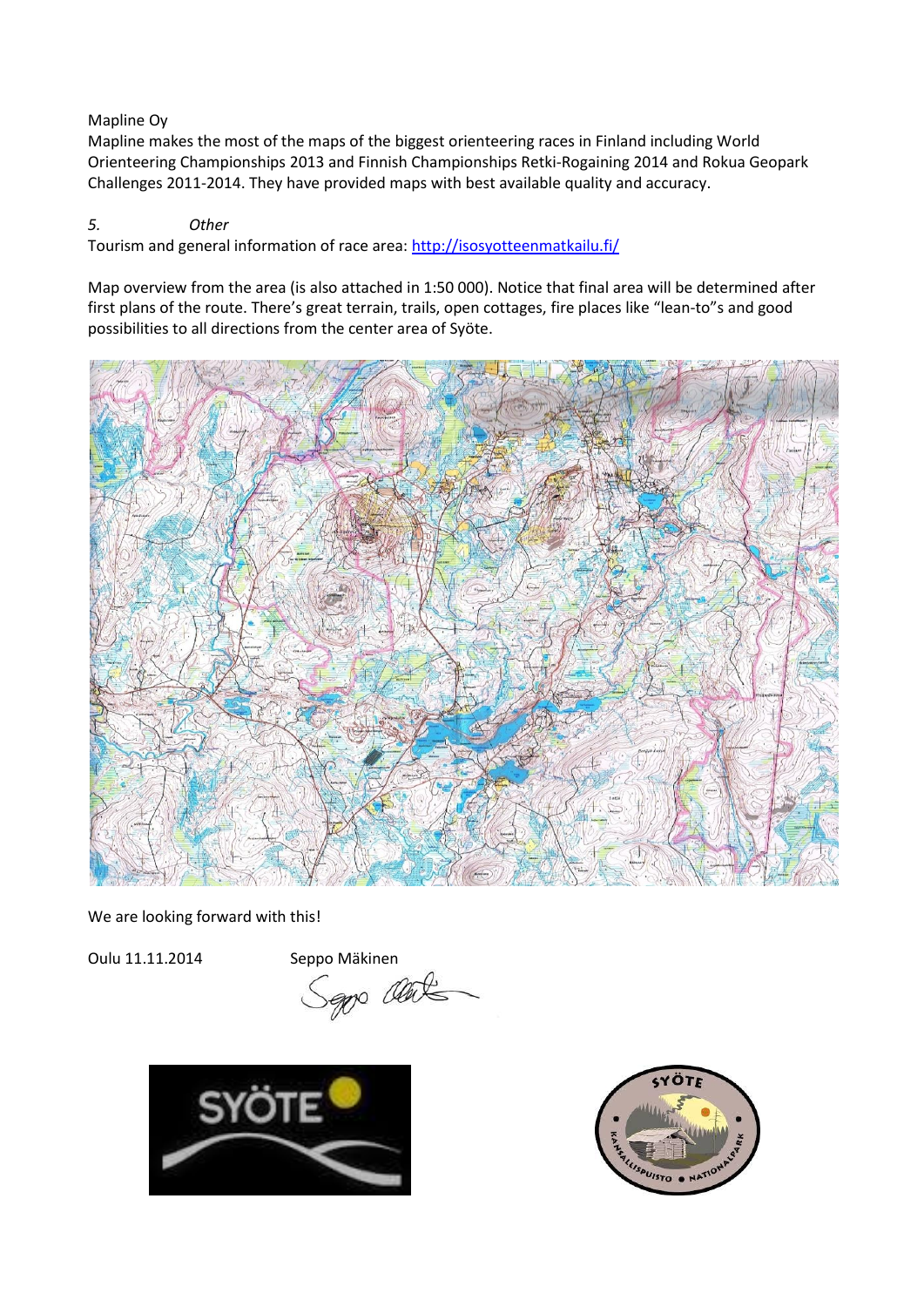Mapline Oy

Mapline makes the most of the maps of the biggest orienteering races in Finland including World Orienteering Championships 2013 and Finnish Championships Retki-Rogaining 2014 and Rokua Geopark Challenges 2011-2014. They have provided maps with best available quality and accuracy.

*5. Other*

Tourism and general information of race area: [http://isosyotteenmatkailu.fi/](http://isosyotteenmatkailu.fi/)

Map overview from the area (is also attached in 1:50 000). Notice that final area will be determined after first plans of the route. There's great terrain, trails, open cottages, fire places like "lean-to"s and good possibilities to all directions from the center area of Syöte.

We are looking forward with this!

Oulu 11.11.2014 Seppo Mäkinen